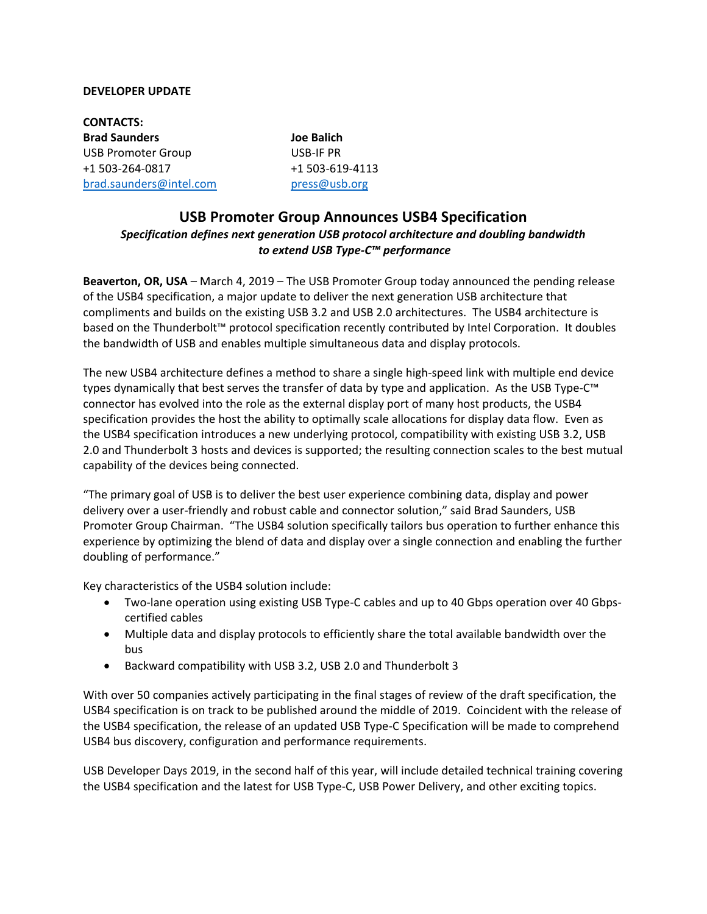**DEVELOPER UPDATE**

**CONTACTS:**

**Brad Saunders**
USB Promoter Group
+1 503-264-0817
brad.saunders@intel.com

**Joe Balich**
USB-IF PR
+1 503-619-4113
press@usb.org

# USB Promoter Group Announces USB4 Specification

***Specification defines next generation USB protocol architecture and doubling bandwidth to extend USB Type-C™ performance***

**Beaverton, OR, USA** – March 4, 2019 – The USB Promoter Group today announced the pending release of the USB4 specification, a major update to deliver the next generation USB architecture that compliments and builds on the existing USB 3.2 and USB 2.0 architectures. The USB4 architecture is based on the Thunderbolt™ protocol specification recently contributed by Intel Corporation. It doubles the bandwidth of USB and enables multiple simultaneous data and display protocols.

The new USB4 architecture defines a method to share a single high-speed link with multiple end device types dynamically that best serves the transfer of data by type and application. As the USB Type-C™ connector has evolved into the role as the external display port of many host products, the USB4 specification provides the host the ability to optimally scale allocations for display data flow. Even as the USB4 specification introduces a new underlying protocol, compatibility with existing USB 3.2, USB 2.0 and Thunderbolt 3 hosts and devices is supported; the resulting connection scales to the best mutual capability of the devices being connected.

"The primary goal of USB is to deliver the best user experience combining data, display and power delivery over a user-friendly and robust cable and connector solution," said Brad Saunders, USB Promoter Group Chairman. "The USB4 solution specifically tailors bus operation to further enhance this experience by optimizing the blend of data and display over a single connection and enabling the further doubling of performance."

Key characteristics of the USB4 solution include:

- Two-lane operation using existing USB Type-C cables and up to 40 Gbps operation over 40 Gbps-certified cables
- Multiple data and display protocols to efficiently share the total available bandwidth over the bus
- Backward compatibility with USB 3.2, USB 2.0 and Thunderbolt 3

With over 50 companies actively participating in the final stages of review of the draft specification, the USB4 specification is on track to be published around the middle of 2019. Coincident with the release of the USB4 specification, the release of an updated USB Type-C Specification will be made to comprehend USB4 bus discovery, configuration and performance requirements.

USB Developer Days 2019, in the second half of this year, will include detailed technical training covering the USB4 specification and the latest for USB Type-C, USB Power Delivery, and other exciting topics.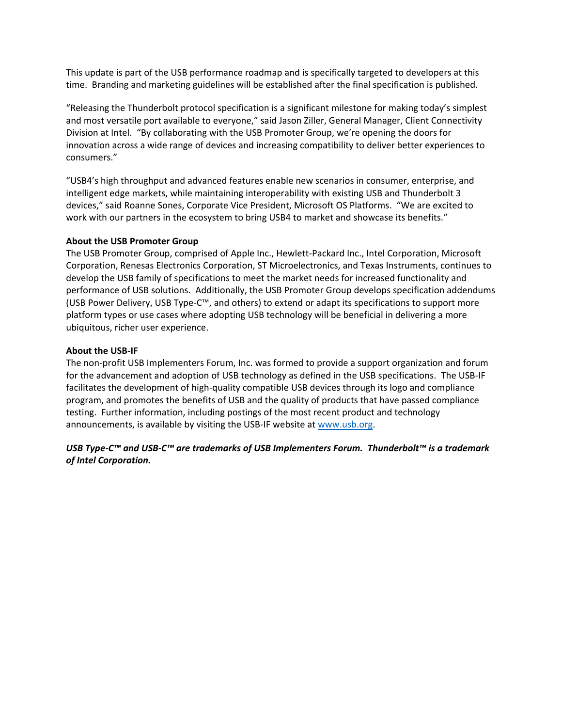This update is part of the USB performance roadmap and is specifically targeted to developers at this time. Branding and marketing guidelines will be established after the final specification is published.

"Releasing the Thunderbolt protocol specification is a significant milestone for making today's simplest and most versatile port available to everyone," said Jason Ziller, General Manager, Client Connectivity Division at Intel. "By collaborating with the USB Promoter Group, we're opening the doors for innovation across a wide range of devices and increasing compatibility to deliver better experiences to consumers."

"USB4's high throughput and advanced features enable new scenarios in consumer, enterprise, and intelligent edge markets, while maintaining interoperability with existing USB and Thunderbolt 3 devices," said Roanne Sones, Corporate Vice President, Microsoft OS Platforms. "We are excited to work with our partners in the ecosystem to bring USB4 to market and showcase its benefits."

**About the USB Promoter Group**

The USB Promoter Group, comprised of Apple Inc., Hewlett-Packard Inc., Intel Corporation, Microsoft Corporation, Renesas Electronics Corporation, ST Microelectronics, and Texas Instruments, continues to develop the USB family of specifications to meet the market needs for increased functionality and performance of USB solutions. Additionally, the USB Promoter Group develops specification addendums (USB Power Delivery, USB Type-C™, and others) to extend or adapt its specifications to support more platform types or use cases where adopting USB technology will be beneficial in delivering a more ubiquitous, richer user experience.

**About the USB-IF**

The non-profit USB Implementers Forum, Inc. was formed to provide a support organization and forum for the advancement and adoption of USB technology as defined in the USB specifications. The USB-IF facilitates the development of high-quality compatible USB devices through its logo and compliance program, and promotes the benefits of USB and the quality of products that have passed compliance testing. Further information, including postings of the most recent product and technology announcements, is available by visiting the USB-IF website at [www.usb.org](http://www.usb.org).

***USB Type-C™ and USB-C™ are trademarks of USB Implementers Forum. Thunderbolt™ is a trademark of Intel Corporation.***